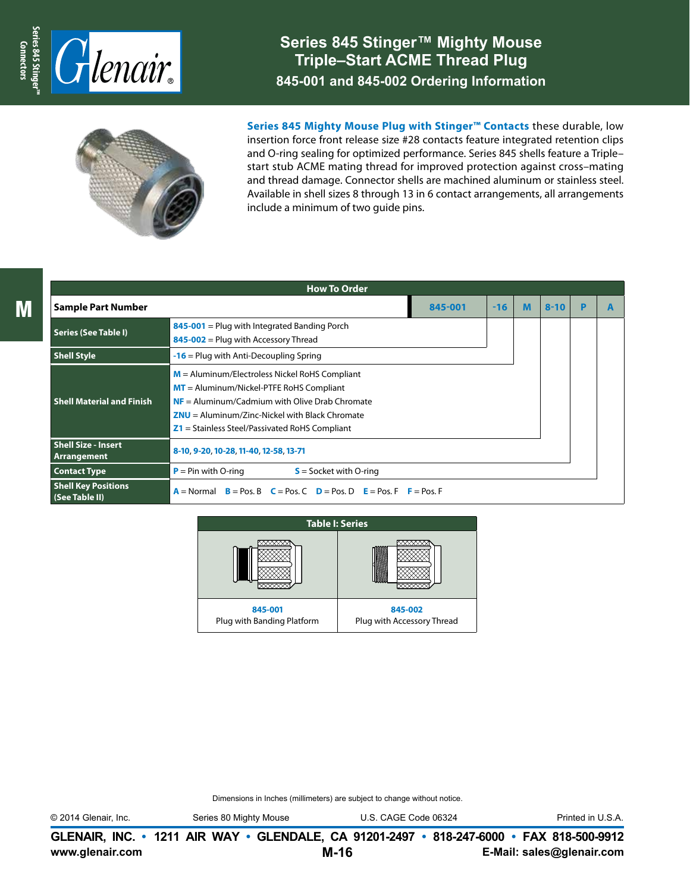# Series 845 Stinger™ Mighty Mouse Triple–Start ACME Thread Plug

## 845-001 and 845-002 Ordering Information

**Series 845 Mighty Mouse Plug with Stinger™ Contacts** these durable, low insertion force front release size #28 contacts feature integrated retention clips and O-ring sealing for optimized performance. Series 845 shells feature a Triple–start stub ACME mating thread for improved protection against cross–mating and thread damage. Connector shells are machined aluminum or stainless steel. Available in shell sizes 8 through 13 in 6 contact arrangements, all arrangements include a minimum of two guide pins.

### How To Order

| Sample Part Number | 845-001 | -16 | M | 8-10 | P | A |
|---|---|---|---|---|---|---|
| **Series (See Table I)** | **845-001** = Plug with Integrated Banding Porch<br>**845-002** = Plug with Accessory Thread | | | | | |
| **Shell Style** | **-16** = Plug with Anti-Decoupling Spring | | | | | |
| **Shell Material and Finish** | **M** = Aluminum/Electroless Nickel RoHS Compliant<br>**MT** = Aluminum/Nickel-PTFE RoHS Compliant<br>**NF** = Aluminum/Cadmium with Olive Drab Chromate<br>**ZNU** = Aluminum/Zinc-Nickel with Black Chromate<br>**Z1** = Stainless Steel/Passivated RoHS Compliant | | | | | |
| **Shell Size - Insert Arrangement** | **8-10**, **9-20**, **10-28**, **11-40**, **12-58**, **13-71** | | | | | |
| **Contact Type** | **P** = Pin with O-ring **S** = Socket with O-ring | | | | | |
| **Shell Key Positions (See Table II)** | **A** = Normal **B** = Pos. B **C** = Pos. C **D** = Pos. D **E** = Pos. F **F** = Pos. F | | | | | |

### Table I: Series

| 845-001 | 845-002 |
|---|---|
| Plug with Banding Platform | Plug with Accessory Thread |

Dimensions in Inches (millimeters) are subject to change without notice.

© 2014 Glenair, Inc. Series 80 Mighty Mouse U.S. CAGE Code 06324 Printed in U.S.A.

**GLENAIR, INC. • 1211 AIR WAY • GLENDALE, CA 91201-2497 • 818-247-6000 • FAX 818-500-9912**
**www.glenair.com** **E-Mail: sales@glenair.com**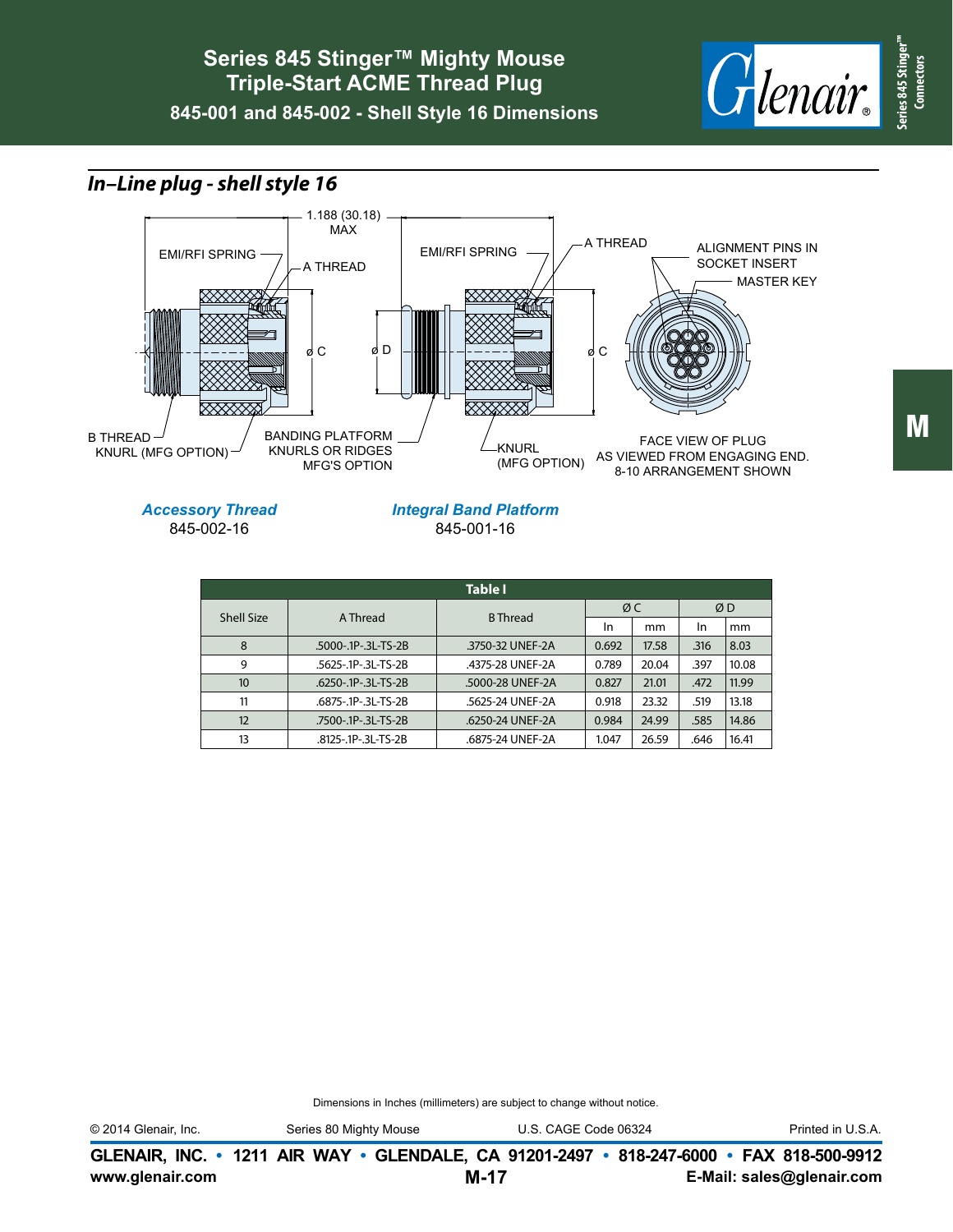# Series 845 Stinger™ Mighty Mouse Triple-Start ACME Thread Plug

## 845-001 and 845-002 - Shell Style 16 Dimensions

## *In–Line plug - shell style 16*

1.188 (30.18) MAX

EMI/RFI SPRING

A THREAD

ø C

B THREAD

KNURL (MFG OPTION)

BANDING PLATFORM KNURLS OR RIDGES MFG'S OPTION

EMI/RFI SPRING

A THREAD

ø D

ø C

KNURL (MFG OPTION)

ALIGNMENT PINS IN SOCKET INSERT

MASTER KEY

FACE VIEW OF PLUG AS VIEWED FROM ENGAGING END. 8-10 ARRANGEMENT SHOWN

***Accessory Thread***
845-002-16

***Integral Band Platform***
845-001-16

**Table I**

| Shell Size | A Thread | B Thread | Ø C | | Ø D | |
|---|---|---|---|---|---|---|
| | | | In | mm | In | mm |
| 8 | .5000-.1P-.3L-TS-2B | .3750-32 UNEF-2A | 0.692 | 17.58 | .316 | 8.03 |
| 9 | .5625-.1P-.3L-TS-2B | .4375-28 UNEF-2A | 0.789 | 20.04 | .397 | 10.08 |
| 10 | .6250-.1P-.3L-TS-2B | .5000-28 UNEF-2A | 0.827 | 21.01 | .472 | 11.99 |
| 11 | .6875-.1P-.3L-TS-2B | .5625-24 UNEF-2A | 0.918 | 23.32 | .519 | 13.18 |
| 12 | .7500-.1P-.3L-TS-2B | .6250-24 UNEF-2A | 0.984 | 24.99 | .585 | 14.86 |
| 13 | .8125-.1P-.3L-TS-2B | .6875-24 UNEF-2A | 1.047 | 26.59 | .646 | 16.41 |

Dimensions in Inches (millimeters) are subject to change without notice.